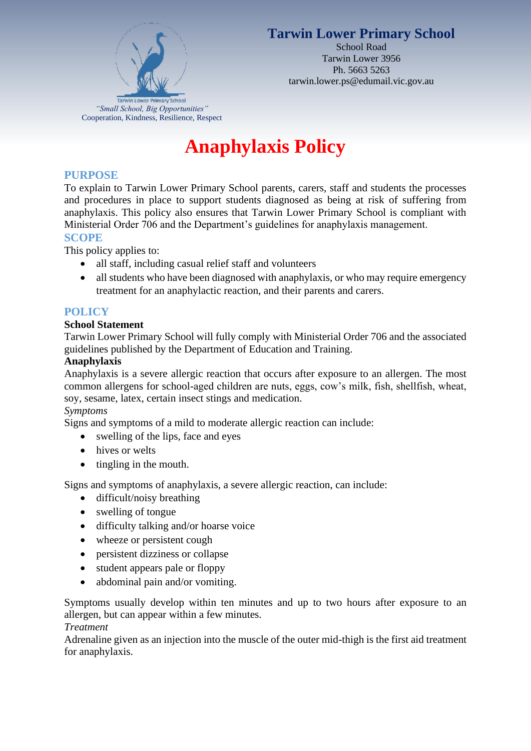Tarwin Lower Primary School

*"Small School, Big Opportunities"*

Cooperation, Kindness, Resilience, Respect

**Tarwin Lower Primary School**
School Road
Tarwin Lower 3956
Ph. 5663 5263
tarwin.lower.ps@edumail.vic.gov.au

# Anaphylaxis Policy

## PURPOSE

To explain to Tarwin Lower Primary School parents, carers, staff and students the processes and procedures in place to support students diagnosed as being at risk of suffering from anaphylaxis. This policy also ensures that Tarwin Lower Primary School is compliant with Ministerial Order 706 and the Department's guidelines for anaphylaxis management.

## SCOPE

This policy applies to:

- all staff, including casual relief staff and volunteers
- all students who have been diagnosed with anaphylaxis, or who may require emergency treatment for an anaphylactic reaction, and their parents and carers.

## POLICY

### School Statement

Tarwin Lower Primary School will fully comply with Ministerial Order 706 and the associated guidelines published by the Department of Education and Training.

### Anaphylaxis

Anaphylaxis is a severe allergic reaction that occurs after exposure to an allergen. The most common allergens for school-aged children are nuts, eggs, cow's milk, fish, shellfish, wheat, soy, sesame, latex, certain insect stings and medication.

*Symptoms*

Signs and symptoms of a mild to moderate allergic reaction can include:

- swelling of the lips, face and eyes
- hives or welts
- tingling in the mouth.

Signs and symptoms of anaphylaxis, a severe allergic reaction, can include:

- difficult/noisy breathing
- swelling of tongue
- difficulty talking and/or hoarse voice
- wheeze or persistent cough
- persistent dizziness or collapse
- student appears pale or floppy
- abdominal pain and/or vomiting.

Symptoms usually develop within ten minutes and up to two hours after exposure to an allergen, but can appear within a few minutes.

*Treatment*

Adrenaline given as an injection into the muscle of the outer mid-thigh is the first aid treatment for anaphylaxis.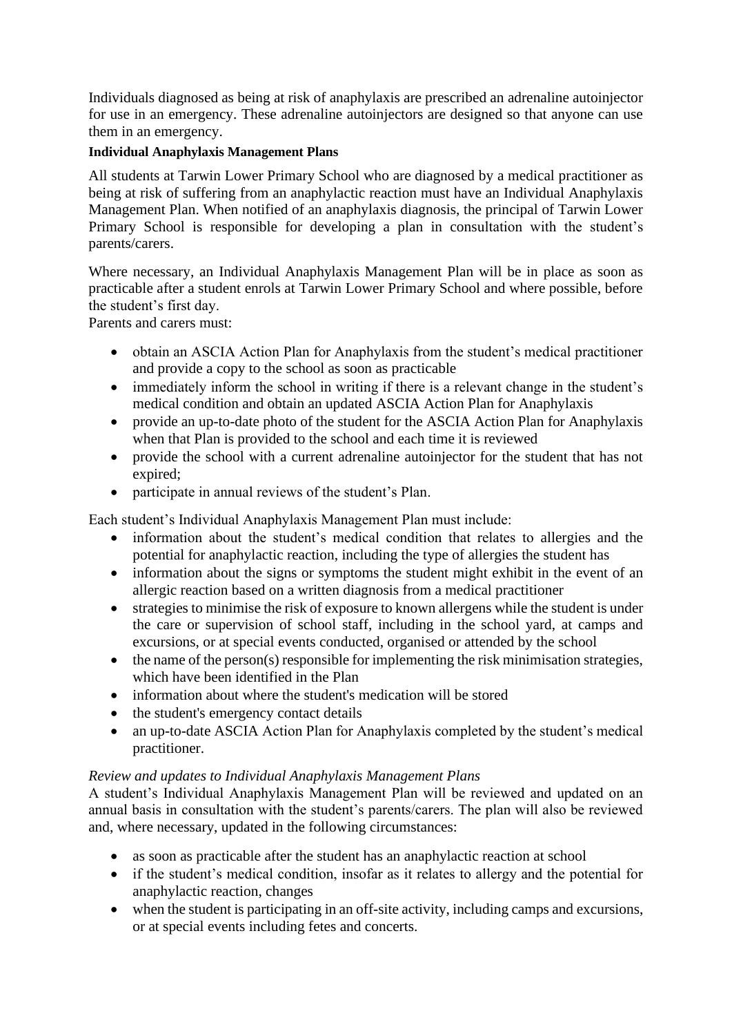Individuals diagnosed as being at risk of anaphylaxis are prescribed an adrenaline autoinjector for use in an emergency. These adrenaline autoinjectors are designed so that anyone can use them in an emergency.

**Individual Anaphylaxis Management Plans**

All students at Tarwin Lower Primary School who are diagnosed by a medical practitioner as being at risk of suffering from an anaphylactic reaction must have an Individual Anaphylaxis Management Plan. When notified of an anaphylaxis diagnosis, the principal of Tarwin Lower Primary School is responsible for developing a plan in consultation with the student's parents/carers.

Where necessary, an Individual Anaphylaxis Management Plan will be in place as soon as practicable after a student enrols at Tarwin Lower Primary School and where possible, before the student's first day.

Parents and carers must:

- obtain an ASCIA Action Plan for Anaphylaxis from the student's medical practitioner and provide a copy to the school as soon as practicable
- immediately inform the school in writing if there is a relevant change in the student's medical condition and obtain an updated ASCIA Action Plan for Anaphylaxis
- provide an up-to-date photo of the student for the ASCIA Action Plan for Anaphylaxis when that Plan is provided to the school and each time it is reviewed
- provide the school with a current adrenaline autoinjector for the student that has not expired;
- participate in annual reviews of the student's Plan.

Each student's Individual Anaphylaxis Management Plan must include:

- information about the student's medical condition that relates to allergies and the potential for anaphylactic reaction, including the type of allergies the student has
- information about the signs or symptoms the student might exhibit in the event of an allergic reaction based on a written diagnosis from a medical practitioner
- strategies to minimise the risk of exposure to known allergens while the student is under the care or supervision of school staff, including in the school yard, at camps and excursions, or at special events conducted, organised or attended by the school
- the name of the person(s) responsible for implementing the risk minimisation strategies, which have been identified in the Plan
- information about where the student's medication will be stored
- the student's emergency contact details
- an up-to-date ASCIA Action Plan for Anaphylaxis completed by the student's medical practitioner.

*Review and updates to Individual Anaphylaxis Management Plans*

A student's Individual Anaphylaxis Management Plan will be reviewed and updated on an annual basis in consultation with the student's parents/carers. The plan will also be reviewed and, where necessary, updated in the following circumstances:

- as soon as practicable after the student has an anaphylactic reaction at school
- if the student's medical condition, insofar as it relates to allergy and the potential for anaphylactic reaction, changes
- when the student is participating in an off-site activity, including camps and excursions, or at special events including fetes and concerts.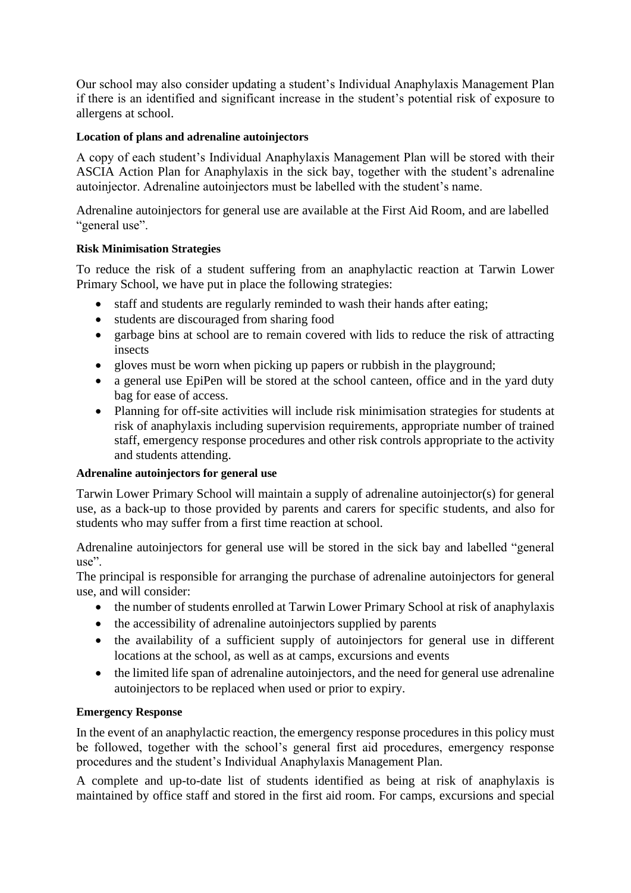Our school may also consider updating a student's Individual Anaphylaxis Management Plan if there is an identified and significant increase in the student's potential risk of exposure to allergens at school.

**Location of plans and adrenaline autoinjectors**

A copy of each student's Individual Anaphylaxis Management Plan will be stored with their ASCIA Action Plan for Anaphylaxis in the sick bay, together with the student's adrenaline autoinjector. Adrenaline autoinjectors must be labelled with the student's name.

Adrenaline autoinjectors for general use are available at the First Aid Room, and are labelled "general use".

**Risk Minimisation Strategies**

To reduce the risk of a student suffering from an anaphylactic reaction at Tarwin Lower Primary School, we have put in place the following strategies:

- staff and students are regularly reminded to wash their hands after eating;
- students are discouraged from sharing food
- garbage bins at school are to remain covered with lids to reduce the risk of attracting insects
- gloves must be worn when picking up papers or rubbish in the playground;
- a general use EpiPen will be stored at the school canteen, office and in the yard duty bag for ease of access.
- Planning for off-site activities will include risk minimisation strategies for students at risk of anaphylaxis including supervision requirements, appropriate number of trained staff, emergency response procedures and other risk controls appropriate to the activity and students attending.

**Adrenaline autoinjectors for general use**

Tarwin Lower Primary School will maintain a supply of adrenaline autoinjector(s) for general use, as a back-up to those provided by parents and carers for specific students, and also for students who may suffer from a first time reaction at school.

Adrenaline autoinjectors for general use will be stored in the sick bay and labelled "general use".

The principal is responsible for arranging the purchase of adrenaline autoinjectors for general use, and will consider:

- the number of students enrolled at Tarwin Lower Primary School at risk of anaphylaxis
- the accessibility of adrenaline autoinjectors supplied by parents
- the availability of a sufficient supply of autoinjectors for general use in different locations at the school, as well as at camps, excursions and events
- the limited life span of adrenaline autoinjectors, and the need for general use adrenaline autoinjectors to be replaced when used or prior to expiry.

**Emergency Response**

In the event of an anaphylactic reaction, the emergency response procedures in this policy must be followed, together with the school's general first aid procedures, emergency response procedures and the student's Individual Anaphylaxis Management Plan.

A complete and up-to-date list of students identified as being at risk of anaphylaxis is maintained by office staff and stored in the first aid room. For camps, excursions and special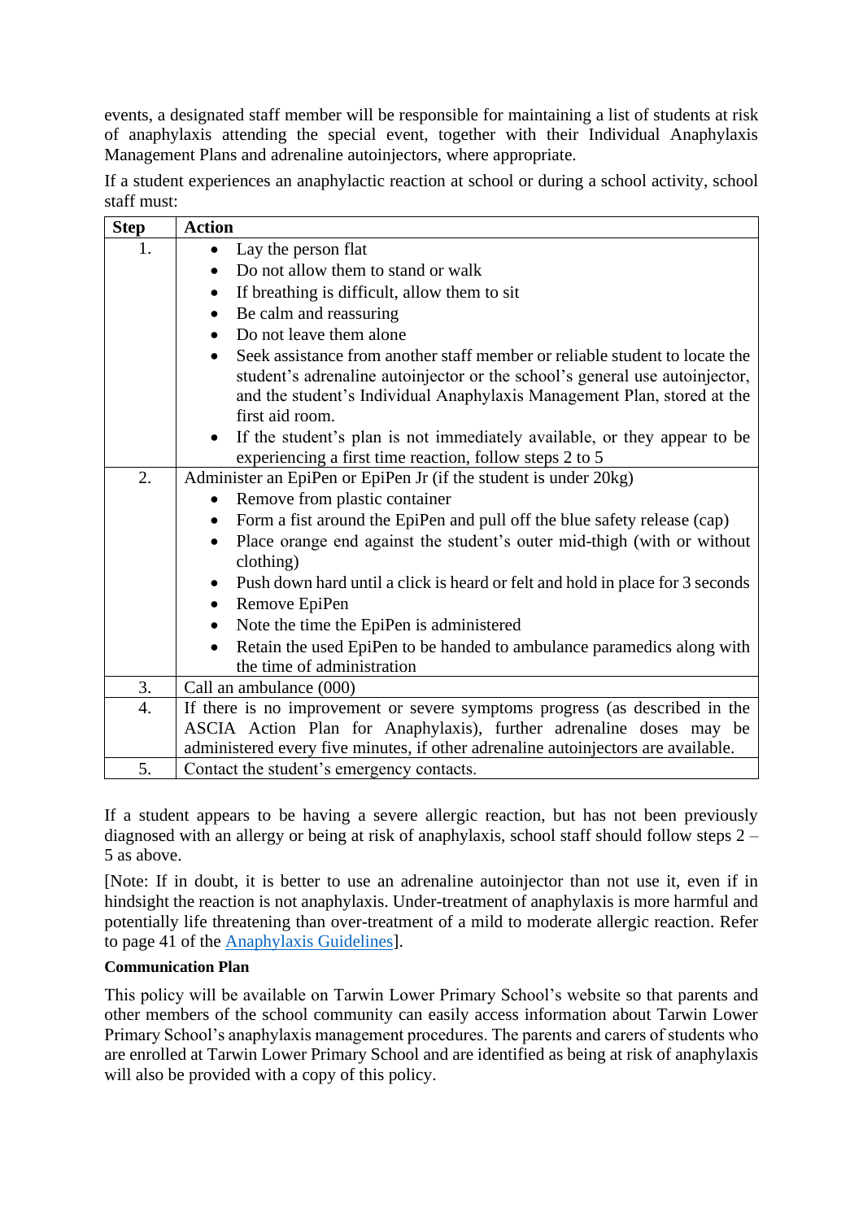events, a designated staff member will be responsible for maintaining a list of students at risk of anaphylaxis attending the special event, together with their Individual Anaphylaxis Management Plans and adrenaline autoinjectors, where appropriate.

If a student experiences an anaphylactic reaction at school or during a school activity, school staff must:

| Step | Action |
|---|---|
| 1. | • Lay the person flat<br>• Do not allow them to stand or walk<br>• If breathing is difficult, allow them to sit<br>• Be calm and reassuring<br>• Do not leave them alone<br>• Seek assistance from another staff member or reliable student to locate the student's adrenaline autoinjector or the school's general use autoinjector, and the student's Individual Anaphylaxis Management Plan, stored at the first aid room.<br>• If the student's plan is not immediately available, or they appear to be experiencing a first time reaction, follow steps 2 to 5 |
| 2. | Administer an EpiPen or EpiPen Jr (if the student is under 20kg)<br>• Remove from plastic container<br>• Form a fist around the EpiPen and pull off the blue safety release (cap)<br>• Place orange end against the student's outer mid-thigh (with or without clothing)<br>• Push down hard until a click is heard or felt and hold in place for 3 seconds<br>• Remove EpiPen<br>• Note the time the EpiPen is administered<br>• Retain the used EpiPen to be handed to ambulance paramedics along with the time of administration |
| 3. | Call an ambulance (000) |
| 4. | If there is no improvement or severe symptoms progress (as described in the ASCIA Action Plan for Anaphylaxis), further adrenaline doses may be administered every five minutes, if other adrenaline autoinjectors are available. |
| 5. | Contact the student's emergency contacts. |

If a student appears to be having a severe allergic reaction, but has not been previously diagnosed with an allergy or being at risk of anaphylaxis, school staff should follow steps 2 – 5 as above.

[Note: If in doubt, it is better to use an adrenaline autoinjector than not use it, even if in hindsight the reaction is not anaphylaxis. Under-treatment of anaphylaxis is more harmful and potentially life threatening than over-treatment of a mild to moderate allergic reaction. Refer to page 41 of the Anaphylaxis Guidelines].

**Communication Plan**

This policy will be available on Tarwin Lower Primary School's website so that parents and other members of the school community can easily access information about Tarwin Lower Primary School's anaphylaxis management procedures. The parents and carers of students who are enrolled at Tarwin Lower Primary School and are identified as being at risk of anaphylaxis will also be provided with a copy of this policy.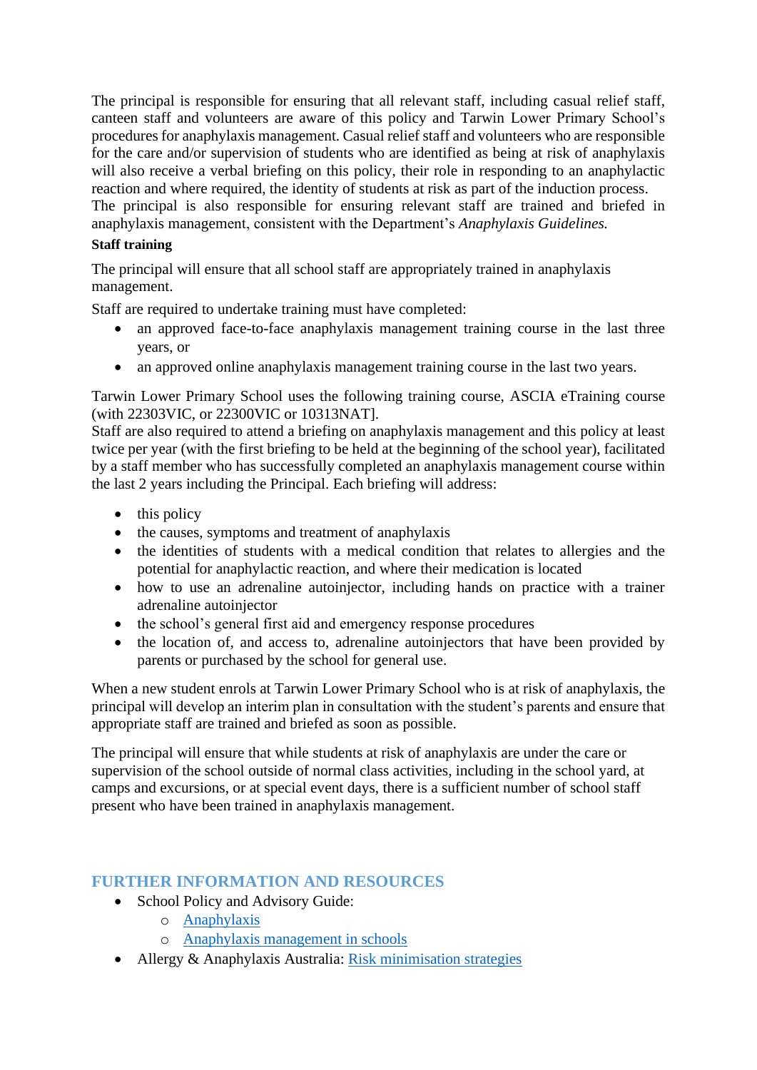The principal is responsible for ensuring that all relevant staff, including casual relief staff, canteen staff and volunteers are aware of this policy and Tarwin Lower Primary School's procedures for anaphylaxis management. Casual relief staff and volunteers who are responsible for the care and/or supervision of students who are identified as being at risk of anaphylaxis will also receive a verbal briefing on this policy, their role in responding to an anaphylactic reaction and where required, the identity of students at risk as part of the induction process. The principal is also responsible for ensuring relevant staff are trained and briefed in anaphylaxis management, consistent with the Department's *Anaphylaxis Guidelines.*

**Staff training**

The principal will ensure that all school staff are appropriately trained in anaphylaxis management.

Staff are required to undertake training must have completed:

- an approved face-to-face anaphylaxis management training course in the last three years, or
- an approved online anaphylaxis management training course in the last two years.

Tarwin Lower Primary School uses the following training course, ASCIA eTraining course (with 22303VIC, or 22300VIC or 10313NAT].
Staff are also required to attend a briefing on anaphylaxis management and this policy at least twice per year (with the first briefing to be held at the beginning of the school year), facilitated by a staff member who has successfully completed an anaphylaxis management course within the last 2 years including the Principal. Each briefing will address:

- this policy
- the causes, symptoms and treatment of anaphylaxis
- the identities of students with a medical condition that relates to allergies and the potential for anaphylactic reaction, and where their medication is located
- how to use an adrenaline autoinjector, including hands on practice with a trainer adrenaline autoinjector
- the school's general first aid and emergency response procedures
- the location of, and access to, adrenaline autoinjectors that have been provided by parents or purchased by the school for general use.

When a new student enrols at Tarwin Lower Primary School who is at risk of anaphylaxis, the principal will develop an interim plan in consultation with the student's parents and ensure that appropriate staff are trained and briefed as soon as possible.

The principal will ensure that while students at risk of anaphylaxis are under the care or supervision of the school outside of normal class activities, including in the school yard, at camps and excursions, or at special event days, there is a sufficient number of school staff present who have been trained in anaphylaxis management.

## FURTHER INFORMATION AND RESOURCES

- School Policy and Advisory Guide:
  - Anaphylaxis
  - Anaphylaxis management in schools
- Allergy & Anaphylaxis Australia: Risk minimisation strategies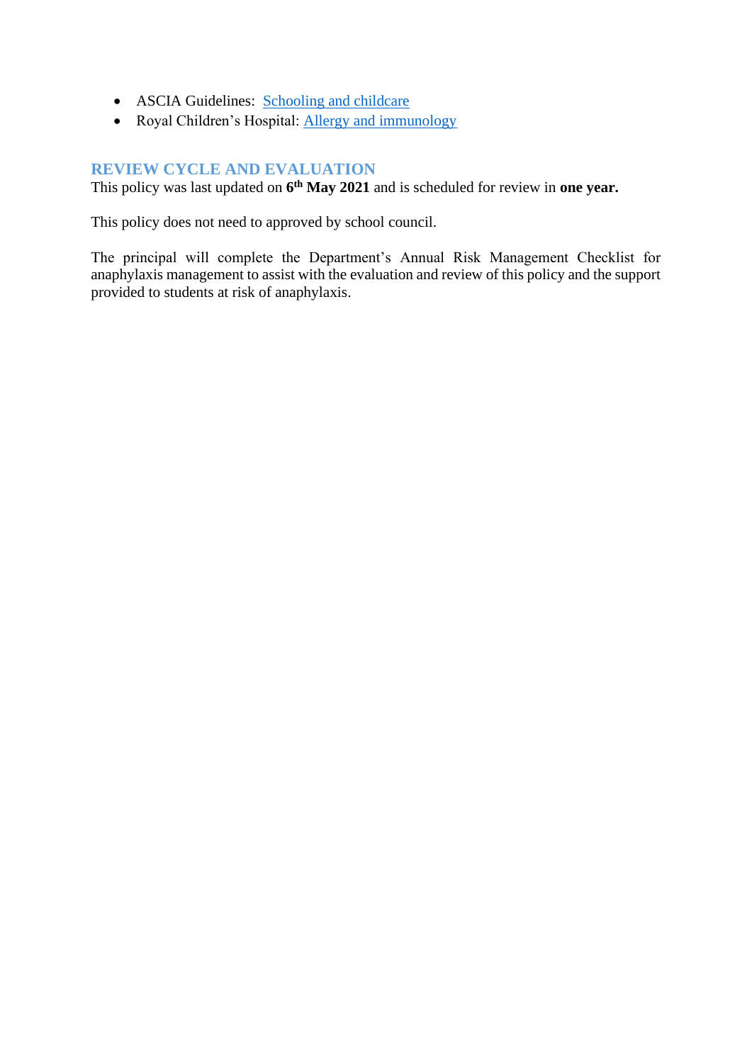- ASCIA Guidelines: Schooling and childcare
- Royal Children's Hospital: Allergy and immunology

## REVIEW CYCLE AND EVALUATION

This policy was last updated on **6th May 2021** and is scheduled for review in **one year.**

This policy does not need to approved by school council.

The principal will complete the Department's Annual Risk Management Checklist for anaphylaxis management to assist with the evaluation and review of this policy and the support provided to students at risk of anaphylaxis.